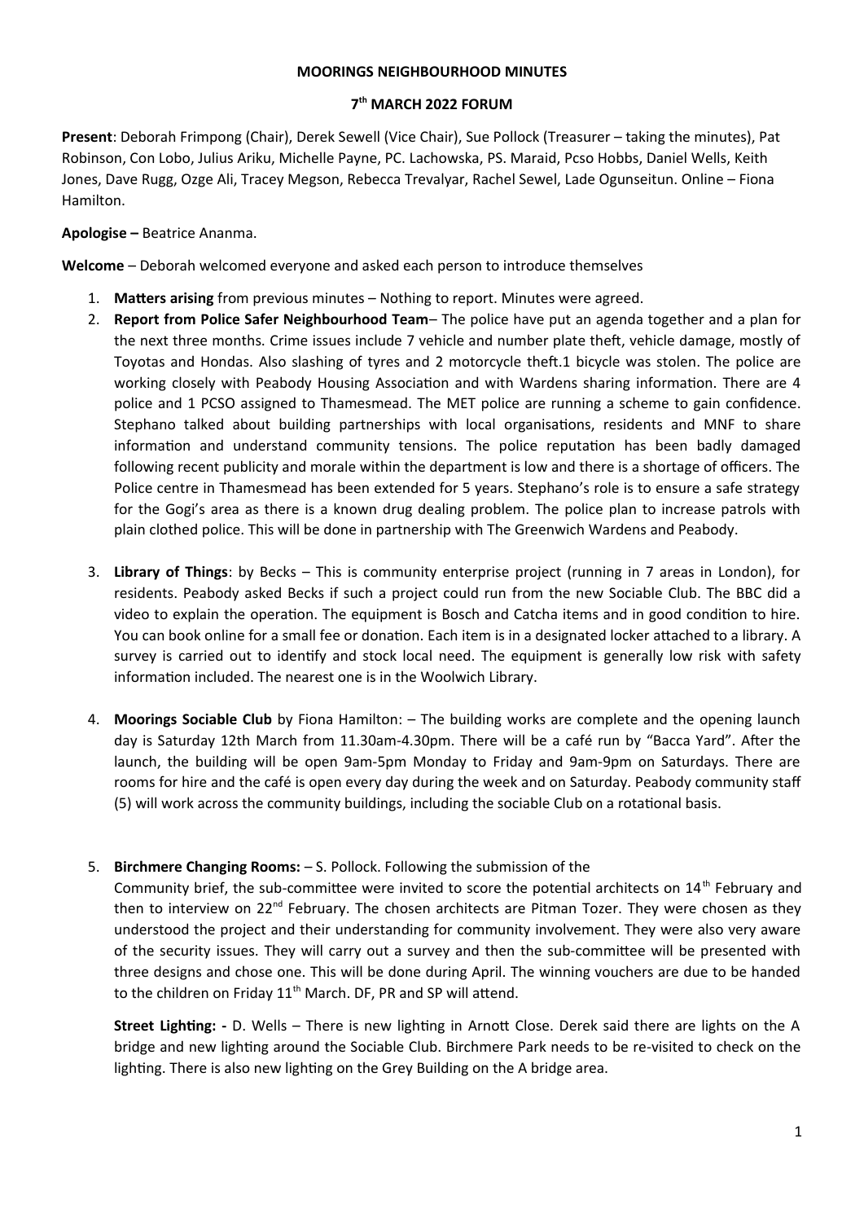**MOORINGS NEIGHBOURHOOD MINUTES**

**7th MARCH 2022 FORUM**

**Present**: Deborah Frimpong (Chair), Derek Sewell (Vice Chair), Sue Pollock (Treasurer – taking the minutes), Pat Robinson, Con Lobo, Julius Ariku, Michelle Payne, PC. Lachowska, PS. Maraid, Pcso Hobbs, Daniel Wells, Keith Jones, Dave Rugg, Ozge Ali, Tracey Megson, Rebecca Trevalyar, Rachel Sewel, Lade Ogunseitun. Online – Fiona Hamilton.

**Apologise –** Beatrice Ananma.

**Welcome** – Deborah welcomed everyone and asked each person to introduce themselves

1. **Matters arising** from previous minutes – Nothing to report. Minutes were agreed.
2. **Report from Police Safer Neighbourhood Team**– The police have put an agenda together and a plan for the next three months. Crime issues include 7 vehicle and number plate theft, vehicle damage, mostly of Toyotas and Hondas. Also slashing of tyres and 2 motorcycle theft.1 bicycle was stolen. The police are working closely with Peabody Housing Association and with Wardens sharing information. There are 4 police and 1 PCSO assigned to Thamesmead. The MET police are running a scheme to gain confidence. Stephano talked about building partnerships with local organisations, residents and MNF to share information and understand community tensions. The police reputation has been badly damaged following recent publicity and morale within the department is low and there is a shortage of officers. The Police centre in Thamesmead has been extended for 5 years. Stephano's role is to ensure a safe strategy for the Gogi's area as there is a known drug dealing problem. The police plan to increase patrols with plain clothed police. This will be done in partnership with The Greenwich Wardens and Peabody.
3. **Library of Things**: by Becks – This is community enterprise project (running in 7 areas in London), for residents. Peabody asked Becks if such a project could run from the new Sociable Club. The BBC did a video to explain the operation. The equipment is Bosch and Catcha items and in good condition to hire. You can book online for a small fee or donation. Each item is in a designated locker attached to a library. A survey is carried out to identify and stock local need. The equipment is generally low risk with safety information included. The nearest one is in the Woolwich Library.
4. **Moorings Sociable Club** by Fiona Hamilton: – The building works are complete and the opening launch day is Saturday 12th March from 11.30am-4.30pm. There will be a café run by "Bacca Yard". After the launch, the building will be open 9am-5pm Monday to Friday and 9am-9pm on Saturdays. There are rooms for hire and the café is open every day during the week and on Saturday. Peabody community staff (5) will work across the community buildings, including the sociable Club on a rotational basis.
5. **Birchmere Changing Rooms:** – S. Pollock. Following the submission of the Community brief, the sub-committee were invited to score the potential architects on 14th February and then to interview on 22nd February. The chosen architects are Pitman Tozer. They were chosen as they understood the project and their understanding for community involvement. They were also very aware of the security issues. They will carry out a survey and then the sub-committee will be presented with three designs and chose one. This will be done during April. The winning vouchers are due to be handed to the children on Friday 11th March. DF, PR and SP will attend.

   **Street Lighting: -** D. Wells – There is new lighting in Arnott Close. Derek said there are lights on the A bridge and new lighting around the Sociable Club. Birchmere Park needs to be re-visited to check on the lighting. There is also new lighting on the Grey Building on the A bridge area.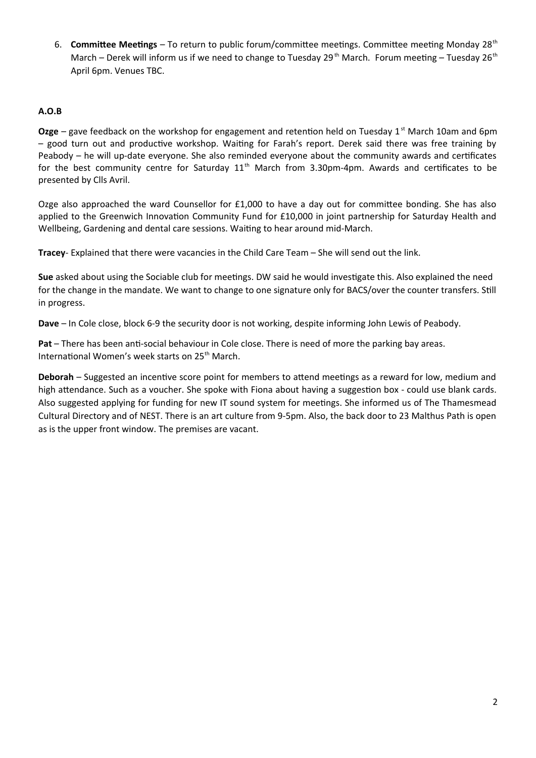6. **Committee Meetings** – To return to public forum/committee meetings. Committee meeting Monday 28th March – Derek will inform us if we need to change to Tuesday 29th March. Forum meeting – Tuesday 26th April 6pm. Venues TBC.

**A.O.B**

**Ozge** – gave feedback on the workshop for engagement and retention held on Tuesday 1st March 10am and 6pm – good turn out and productive workshop. Waiting for Farah's report. Derek said there was free training by Peabody – he will up-date everyone. She also reminded everyone about the community awards and certificates for the best community centre for Saturday 11th March from 3.30pm-4pm. Awards and certificates to be presented by Clls Avril.

Ozge also approached the ward Counsellor for £1,000 to have a day out for committee bonding. She has also applied to the Greenwich Innovation Community Fund for £10,000 in joint partnership for Saturday Health and Wellbeing, Gardening and dental care sessions. Waiting to hear around mid-March.

**Tracey**- Explained that there were vacancies in the Child Care Team – She will send out the link.

**Sue** asked about using the Sociable club for meetings. DW said he would investigate this. Also explained the need for the change in the mandate. We want to change to one signature only for BACS/over the counter transfers. Still in progress.

**Dave** – In Cole close, block 6-9 the security door is not working, despite informing John Lewis of Peabody.

**Pat** – There has been anti-social behaviour in Cole close. There is need of more the parking bay areas. International Women's week starts on 25th March.

**Deborah** – Suggested an incentive score point for members to attend meetings as a reward for low, medium and high attendance. Such as a voucher. She spoke with Fiona about having a suggestion box - could use blank cards. Also suggested applying for funding for new IT sound system for meetings. She informed us of The Thamesmead Cultural Directory and of NEST. There is an art culture from 9-5pm. Also, the back door to 23 Malthus Path is open as is the upper front window. The premises are vacant.